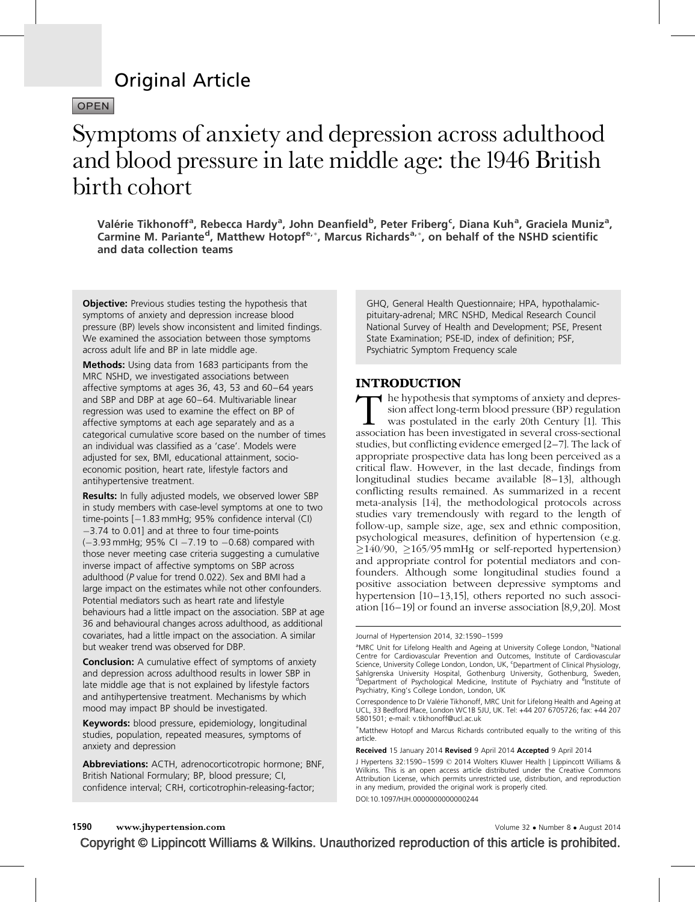Original Article

OPEN

# Symptoms of anxiety and depression across adulthood and blood pressure in late middle age: the 1946 British birth cohort

**Valérie Tikhonoff[a], Rebecca Hardy[a], John Deanfield[b], Peter Friberg[c], Diana Kuh[a], Graciela Muniz[a], Carmine M. Pariante[d], Matthew Hotopf[e,*], Marcus Richards[a,*], on behalf of the NSHD scientific and data collection teams**

**Objective:** Previous studies testing the hypothesis that symptoms of anxiety and depression increase blood pressure (BP) levels show inconsistent and limited findings. We examined the association between those symptoms across adult life and BP in late middle age.

**Methods:** Using data from 1683 participants from the MRC NSHD, we investigated associations between affective symptoms at ages 36, 43, 53 and 60–64 years and SBP and DBP at age 60–64. Multivariable linear regression was used to examine the effect on BP of affective symptoms at each age separately and as a categorical cumulative score based on the number of times an individual was classified as a 'case'. Models were adjusted for sex, BMI, educational attainment, socio-economic position, heart rate, lifestyle factors and antihypertensive treatment.

**Results:** In fully adjusted models, we observed lower SBP in study members with case-level symptoms at one to two time-points [−1.83 mmHg; 95% confidence interval (CI) −3.74 to 0.01] and at three to four time-points (−3.93 mmHg; 95% CI −7.19 to −0.68) compared with those never meeting case criteria suggesting a cumulative inverse impact of affective symptoms on SBP across adulthood (*P* value for trend 0.022). Sex and BMI had a large impact on the estimates while not other confounders. Potential mediators such as heart rate and lifestyle behaviours had a little impact on the association. SBP at age 36 and behavioural changes across adulthood, as additional covariates, had a little impact on the association. A similar but weaker trend was observed for DBP.

**Conclusion:** A cumulative effect of symptoms of anxiety and depression across adulthood results in lower SBP in late middle age that is not explained by lifestyle factors and antihypertensive treatment. Mechanisms by which mood may impact BP should be investigated.

**Keywords:** blood pressure, epidemiology, longitudinal studies, population, repeated measures, symptoms of anxiety and depression

**Abbreviations:** ACTH, adrenocorticotropic hormone; BNF, British National Formulary; BP, blood pressure; CI, confidence interval; CRH, corticotrophin-releasing-factor; GHQ, General Health Questionnaire; HPA, hypothalamic-pituitary-adrenal; MRC NSHD, Medical Research Council National Survey of Health and Development; PSE, Present State Examination; PSE-ID, index of definition; PSF, Psychiatric Symptom Frequency scale

## INTRODUCTION

The hypothesis that symptoms of anxiety and depression affect long-term blood pressure (BP) regulation was postulated in the early 20th Century [1]. This association has been investigated in several cross-sectional studies, but conflicting evidence emerged [2–7]. The lack of appropriate prospective data has long been perceived as a critical flaw. However, in the last decade, findings from longitudinal studies became available [8–13], although conflicting results remained. As summarized in a recent meta-analysis [14], the methodological protocols across studies vary tremendously with regard to the length of follow-up, sample size, age, sex and ethnic composition, psychological measures, definition of hypertension (e.g. ≥140/90, ≥165/95 mmHg or self-reported hypertension) and appropriate control for potential mediators and confounders. Although some longitudinal studies found a positive association between depressive symptoms and hypertension [10–13,15], others reported no such association [16–19] or found an inverse association [8,9,20]. Most

Journal of Hypertension 2014, 32:1590–1599

[a]MRC Unit for Lifelong Health and Ageing at University College London, [b]National Centre for Cardiovascular Prevention and Outcomes, Institute of Cardiovascular Science, University College London, London, UK, [c]Department of Clinical Physiology, Sahlgrenska University Hospital, Gothenburg University, Gothenburg, Sweden, [d]Department of Psychological Medicine, Institute of Psychiatry and [e]Institute of Psychiatry, King's College London, London, UK

Correspondence to Dr Valérie Tikhonoff, MRC Unit for Lifelong Health and Ageing at UCL, 33 Bedford Place, London WC1B 5JU, UK. Tel: +44 207 6705726; fax: +44 207 5801501; e-mail: v.tikhonoff@ucl.ac.uk

*Matthew Hotopf and Marcus Richards contributed equally to the writing of this article.

**Received** 15 January 2014 **Revised** 9 April 2014 **Accepted** 9 April 2014

J Hypertens 32:1590–1599 © 2014 Wolters Kluwer Health | Lippincott Williams & Wilkins. This is an open access article distributed under the Creative Commons Attribution License, which permits unrestricted use, distribution, and reproduction in any medium, provided the original work is properly cited.

DOI:10.1097/HJH.0000000000000244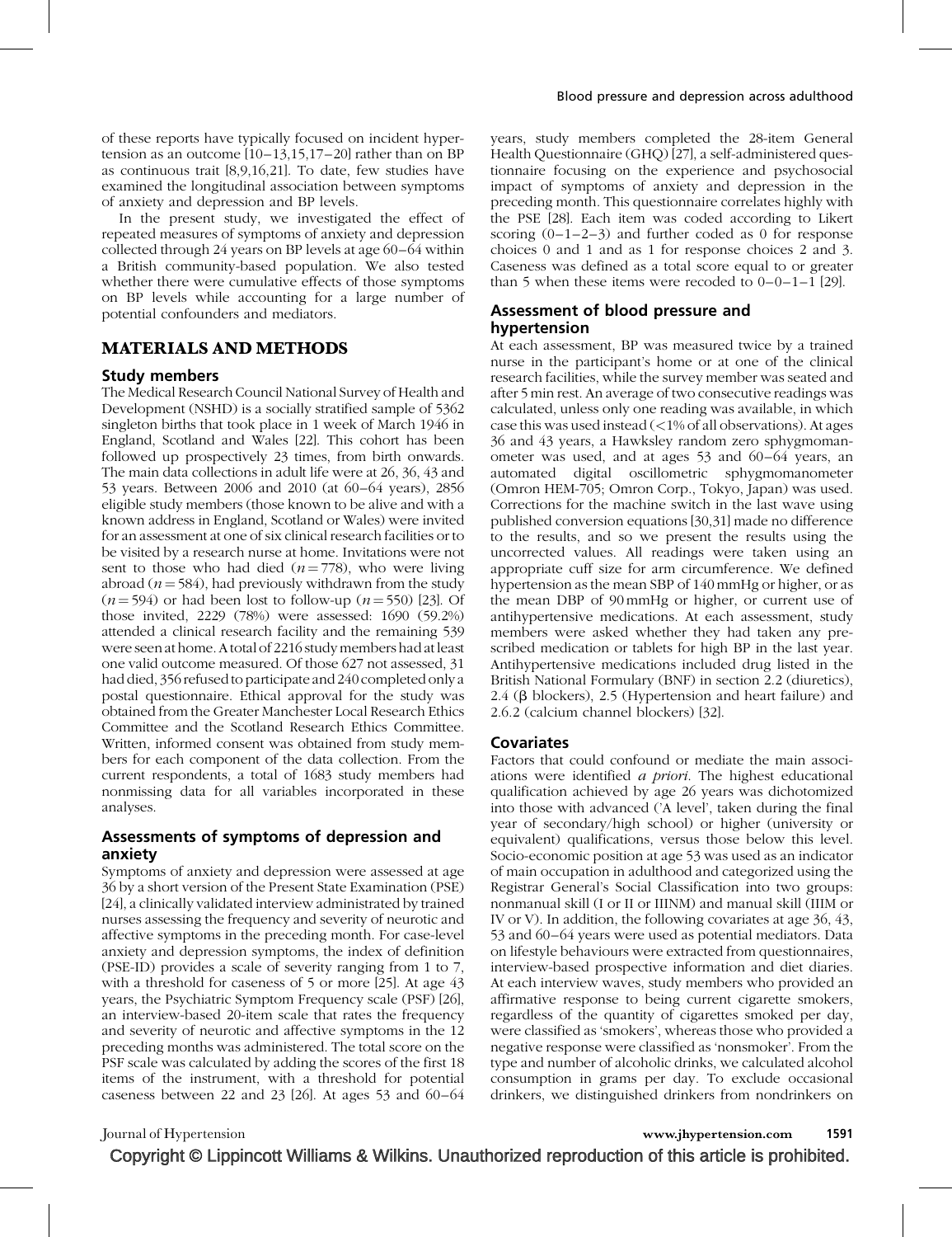of these reports have typically focused on incident hypertension as an outcome [10–13,15,17–20] rather than on BP as continuous trait [8,9,16,21]. To date, few studies have examined the longitudinal association between symptoms of anxiety and depression and BP levels.

In the present study, we investigated the effect of repeated measures of symptoms of anxiety and depression collected through 24 years on BP levels at age 60–64 within a British community-based population. We also tested whether there were cumulative effects of those symptoms on BP levels while accounting for a large number of potential confounders and mediators.

## MATERIALS AND METHODS

### Study members

The Medical Research Council National Survey of Health and Development (NSHD) is a socially stratified sample of 5362 singleton births that took place in 1 week of March 1946 in England, Scotland and Wales [22]. This cohort has been followed up prospectively 23 times, from birth onwards. The main data collections in adult life were at 26, 36, 43 and 53 years. Between 2006 and 2010 (at 60–64 years), 2856 eligible study members (those known to be alive and with a known address in England, Scotland or Wales) were invited for an assessment at one of six clinical research facilities or to be visited by a research nurse at home. Invitations were not sent to those who had died ($n = 778$), who were living abroad ($n = 584$), had previously withdrawn from the study ($n = 594$) or had been lost to follow-up ($n = 550$) [23]. Of those invited, 2229 (78%) were assessed: 1690 (59.2%) attended a clinical research facility and the remaining 539 were seen at home. A total of 2216 study members had at least one valid outcome measured. Of those 627 not assessed, 31 had died, 356 refused to participate and 240 completed only a postal questionnaire. Ethical approval for the study was obtained from the Greater Manchester Local Research Ethics Committee and the Scotland Research Ethics Committee. Written, informed consent was obtained from study members for each component of the data collection. From the current respondents, a total of 1683 study members had nonmissing data for all variables incorporated in these analyses.

### Assessments of symptoms of depression and anxiety

Symptoms of anxiety and depression were assessed at age 36 by a short version of the Present State Examination (PSE) [24], a clinically validated interview administrated by trained nurses assessing the frequency and severity of neurotic and affective symptoms in the preceding month. For case-level anxiety and depression symptoms, the index of definition (PSE-ID) provides a scale of severity ranging from 1 to 7, with a threshold for caseness of 5 or more [25]. At age 43 years, the Psychiatric Symptom Frequency scale (PSF) [26], an interview-based 20-item scale that rates the frequency and severity of neurotic and affective symptoms in the 12 preceding months was administered. The total score on the PSF scale was calculated by adding the scores of the first 18 items of the instrument, with a threshold for potential caseness between 22 and 23 [26]. At ages 53 and 60–64 years, study members completed the 28-item General Health Questionnaire (GHQ) [27], a self-administered questionnaire focusing on the experience and psychosocial impact of symptoms of anxiety and depression in the preceding month. This questionnaire correlates highly with the PSE [28]. Each item was coded according to Likert scoring (0–1–2–3) and further coded as 0 for response choices 0 and 1 and as 1 for response choices 2 and 3. Caseness was defined as a total score equal to or greater than 5 when these items were recoded to 0–0–1–1 [29].

### Assessment of blood pressure and hypertension

At each assessment, BP was measured twice by a trained nurse in the participant's home or at one of the clinical research facilities, while the survey member was seated and after 5 min rest. An average of two consecutive readings was calculated, unless only one reading was available, in which case this was used instead (<1% of all observations). At ages 36 and 43 years, a Hawksley random zero sphygmomanometer was used, and at ages 53 and 60–64 years, an automated digital oscillometric sphygmomanometer (Omron HEM-705; Omron Corp., Tokyo, Japan) was used. Corrections for the machine switch in the last wave using published conversion equations [30,31] made no difference to the results, and so we present the results using the uncorrected values. All readings were taken using an appropriate cuff size for arm circumference. We defined hypertension as the mean SBP of 140 mmHg or higher, or as the mean DBP of 90 mmHg or higher, or current use of antihypertensive medications. At each assessment, study members were asked whether they had taken any prescribed medication or tablets for high BP in the last year. Antihypertensive medications included drug listed in the British National Formulary (BNF) in section 2.2 (diuretics), 2.4 (β blockers), 2.5 (Hypertension and heart failure) and 2.6.2 (calcium channel blockers) [32].

### Covariates

Factors that could confound or mediate the main associations were identified *a priori*. The highest educational qualification achieved by age 26 years was dichotomized into those with advanced ('A level', taken during the final year of secondary/high school) or higher (university or equivalent) qualifications, versus those below this level. Socio-economic position at age 53 was used as an indicator of main occupation in adulthood and categorized using the Registrar General's Social Classification into two groups: nonmanual skill (I or II or IIINM) and manual skill (IIIM or IV or V). In addition, the following covariates at age 36, 43, 53 and 60–64 years were used as potential mediators. Data on lifestyle behaviours were extracted from questionnaires, interview-based prospective information and diet diaries. At each interview waves, study members who provided an affirmative response to being current cigarette smokers, regardless of the quantity of cigarettes smoked per day, were classified as 'smokers', whereas those who provided a negative response were classified as 'nonsmoker'. From the type and number of alcoholic drinks, we calculated alcohol consumption in grams per day. To exclude occasional drinkers, we distinguished drinkers from nondrinkers on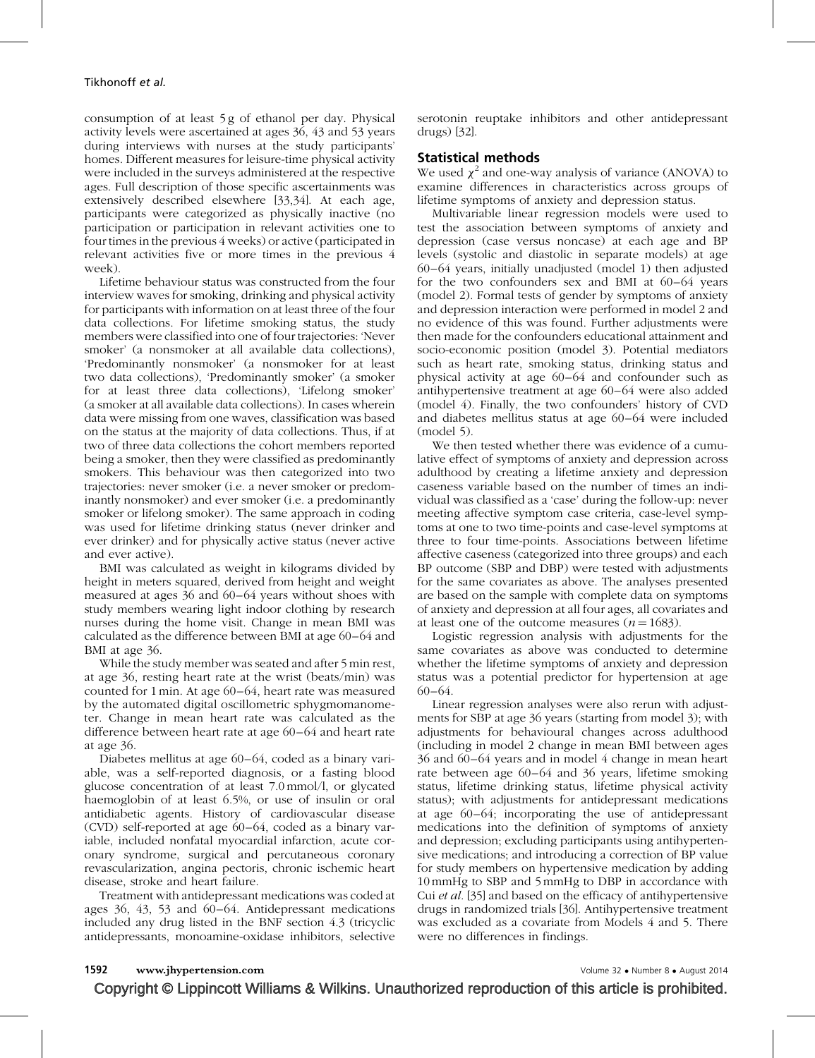consumption of at least 5 g of ethanol per day. Physical activity levels were ascertained at ages 36, 43 and 53 years during interviews with nurses at the study participants' homes. Different measures for leisure-time physical activity were included in the surveys administered at the respective ages. Full description of those specific ascertainments was extensively described elsewhere [33,34]. At each age, participants were categorized as physically inactive (no participation or participation in relevant activities one to four times in the previous 4 weeks) or active (participated in relevant activities five or more times in the previous 4 week).

Lifetime behaviour status was constructed from the four interview waves for smoking, drinking and physical activity for participants with information on at least three of the four data collections. For lifetime smoking status, the study members were classified into one of four trajectories: 'Never smoker' (a nonsmoker at all available data collections), 'Predominantly nonsmoker' (a nonsmoker for at least two data collections), 'Predominantly smoker' (a smoker for at least three data collections), 'Lifelong smoker' (a smoker at all available data collections). In cases wherein data were missing from one waves, classification was based on the status at the majority of data collections. Thus, if at two of three data collections the cohort members reported being a smoker, then they were classified as predominantly smokers. This behaviour was then categorized into two trajectories: never smoker (i.e. a never smoker or predominantly nonsmoker) and ever smoker (i.e. a predominantly smoker or lifelong smoker). The same approach in coding was used for lifetime drinking status (never drinker and ever drinker) and for physically active status (never active and ever active).

BMI was calculated as weight in kilograms divided by height in meters squared, derived from height and weight measured at ages 36 and 60–64 years without shoes with study members wearing light indoor clothing by research nurses during the home visit. Change in mean BMI was calculated as the difference between BMI at age 60–64 and BMI at age 36.

While the study member was seated and after 5 min rest, at age 36, resting heart rate at the wrist (beats/min) was counted for 1 min. At age 60–64, heart rate was measured by the automated digital oscillometric sphygmomanometer. Change in mean heart rate was calculated as the difference between heart rate at age 60–64 and heart rate at age 36.

Diabetes mellitus at age 60–64, coded as a binary variable, was a self-reported diagnosis, or a fasting blood glucose concentration of at least 7.0 mmol/l, or glycated haemoglobin of at least 6.5%, or use of insulin or oral antidiabetic agents. History of cardiovascular disease (CVD) self-reported at age 60–64, coded as a binary variable, included nonfatal myocardial infarction, acute coronary syndrome, surgical and percutaneous coronary revascularization, angina pectoris, chronic ischemic heart disease, stroke and heart failure.

Treatment with antidepressant medications was coded at ages 36, 43, 53 and 60–64. Antidepressant medications included any drug listed in the BNF section 4.3 (tricyclic antidepressants, monoamine-oxidase inhibitors, selective serotonin reuptake inhibitors and other antidepressant drugs) [32].

## Statistical methods

We used $\chi^2$ and one-way analysis of variance (ANOVA) to examine differences in characteristics across groups of lifetime symptoms of anxiety and depression status.

Multivariable linear regression models were used to test the association between symptoms of anxiety and depression (case versus noncase) at each age and BP levels (systolic and diastolic in separate models) at age 60–64 years, initially unadjusted (model 1) then adjusted for the two confounders sex and BMI at 60–64 years (model 2). Formal tests of gender by symptoms of anxiety and depression interaction were performed in model 2 and no evidence of this was found. Further adjustments were then made for the confounders educational attainment and socio-economic position (model 3). Potential mediators such as heart rate, smoking status, drinking status and physical activity at age 60–64 and confounder such as antihypertensive treatment at age 60–64 were also added (model 4). Finally, the two confounders' history of CVD and diabetes mellitus status at age 60–64 were included (model 5).

We then tested whether there was evidence of a cumulative effect of symptoms of anxiety and depression across adulthood by creating a lifetime anxiety and depression caseness variable based on the number of times an individual was classified as a 'case' during the follow-up: never meeting affective symptom case criteria, case-level symptoms at one to two time-points and case-level symptoms at three to four time-points. Associations between lifetime affective caseness (categorized into three groups) and each BP outcome (SBP and DBP) were tested with adjustments for the same covariates as above. The analyses presented are based on the sample with complete data on symptoms of anxiety and depression at all four ages, all covariates and at least one of the outcome measures ($n = 1683$).

Logistic regression analysis with adjustments for the same covariates as above was conducted to determine whether the lifetime symptoms of anxiety and depression status was a potential predictor for hypertension at age 60–64.

Linear regression analyses were also rerun with adjustments for SBP at age 36 years (starting from model 3); with adjustments for behavioural changes across adulthood (including in model 2 change in mean BMI between ages 36 and 60–64 years and in model 4 change in mean heart rate between age 60–64 and 36 years, lifetime smoking status, lifetime drinking status, lifetime physical activity status); with adjustments for antidepressant medications at age 60–64; incorporating the use of antidepressant medications into the definition of symptoms of anxiety and depression; excluding participants using antihypertensive medications; and introducing a correction of BP value for study members on hypertensive medication by adding 10 mmHg to SBP and 5 mmHg to DBP in accordance with Cui *et al.* [35] and based on the efficacy of antihypertensive drugs in randomized trials [36]. Antihypertensive treatment was excluded as a covariate from Models 4 and 5. There were no differences in findings.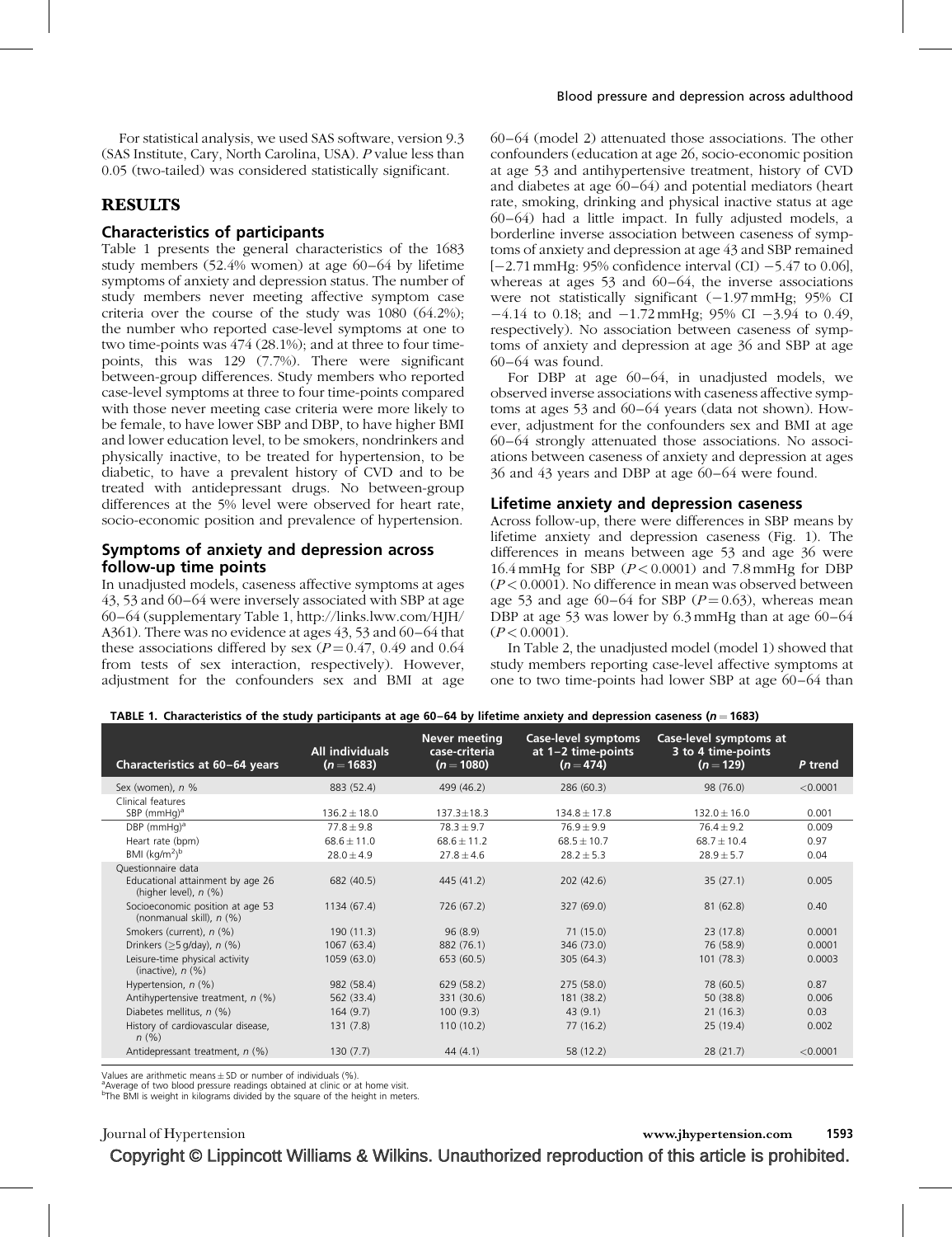For statistical analysis, we used SAS software, version 9.3 (SAS Institute, Cary, North Carolina, USA). *P* value less than 0.05 (two-tailed) was considered statistically significant.

## RESULTS

### Characteristics of participants

Table 1 presents the general characteristics of the 1683 study members (52.4% women) at age 60–64 by lifetime symptoms of anxiety and depression status. The number of study members never meeting affective symptom case criteria over the course of the study was 1080 (64.2%); the number who reported case-level symptoms at one to two time-points was 474 (28.1%); and at three to four time-points, this was 129 (7.7%). There were significant between-group differences. Study members who reported case-level symptoms at three to four time-points compared with those never meeting case criteria were more likely to be female, to have lower SBP and DBP, to have higher BMI and lower education level, to be smokers, nondrinkers and physically inactive, to be treated for hypertension, to be diabetic, to have a prevalent history of CVD and to be treated with antidepressant drugs. No between-group differences at the 5% level were observed for heart rate, socio-economic position and prevalence of hypertension.

### Symptoms of anxiety and depression across follow-up time points

In unadjusted models, caseness affective symptoms at ages 43, 53 and 60–64 were inversely associated with SBP at age 60–64 (supplementary Table 1, http://links.lww.com/HJH/A361). There was no evidence at ages 43, 53 and 60–64 that these associations differed by sex ($P = 0.47$, 0.49 and 0.64 from tests of sex interaction, respectively). However, adjustment for the confounders sex and BMI at age 60–64 (model 2) attenuated those associations. The other confounders (education at age 26, socio-economic position at age 53 and antihypertensive treatment, history of CVD and diabetes at age 60–64) and potential mediators (heart rate, smoking, drinking and physical inactive status at age 60–64) had a little impact. In fully adjusted models, a borderline inverse association between caseness of symptoms of anxiety and depression at age 43 and SBP remained [−2.71 mmHg: 95% confidence interval (CI) −5.47 to 0.06], whereas at ages 53 and 60–64, the inverse associations were not statistically significant (−1.97 mmHg; 95% CI −4.14 to 0.18; and −1.72 mmHg; 95% CI −3.94 to 0.49, respectively). No association between caseness of symptoms of anxiety and depression at age 36 and SBP at age 60–64 was found.

For DBP at age 60–64, in unadjusted models, we observed inverse associations with caseness affective symptoms at ages 53 and 60–64 years (data not shown). However, adjustment for the confounders sex and BMI at age 60–64 strongly attenuated those associations. No associations between caseness of anxiety and depression at ages 36 and 43 years and DBP at age 60–64 were found.

### Lifetime anxiety and depression caseness

Across follow-up, there were differences in SBP means by lifetime anxiety and depression caseness (Fig. 1). The differences in means between age 53 and age 36 were 16.4 mmHg for SBP ($P < 0.0001$) and 7.8 mmHg for DBP ($P < 0.0001$). No difference in mean was observed between age 53 and age 60–64 for SBP ($P = 0.63$), whereas mean DBP at age 53 was lower by 6.3 mmHg than at age 60–64 ($P < 0.0001$).

In Table 2, the unadjusted model (model 1) showed that study members reporting case-level affective symptoms at one to two time-points had lower SBP at age 60–64 than

**TABLE 1. Characteristics of the study participants at age 60–64 by lifetime anxiety and depression caseness ($n = 1683$)**

| Characteristics at 60–64 years | All individuals ($n = 1683$) | Never meeting case-criteria ($n = 1080$) | Case-level symptoms at 1–2 time-points ($n = 474$) | Case-level symptoms at 3 to 4 time-points ($n = 129$) | *P* trend |
|---|---|---|---|---|---|
| Sex (women), *n* % | 883 (52.4) | 499 (46.2) | 286 (60.3) | 98 (76.0) | <0.0001 |
| Clinical features | | | | | |
| SBP (mmHg)[a] | 136.2 ± 18.0 | 137.3 ± 18.3 | 134.8 ± 17.8 | 132.0 ± 16.0 | 0.001 |
| DBP (mmHg)[a] | 77.8 ± 9.8 | 78.3 ± 9.7 | 76.9 ± 9.9 | 76.4 ± 9.2 | 0.009 |
| Heart rate (bpm) | 68.6 ± 11.0 | 68.6 ± 11.2 | 68.5 ± 10.7 | 68.7 ± 10.4 | 0.97 |
| BMI (kg/m$^2$)[b] | 28.0 ± 4.9 | 27.8 ± 4.6 | 28.2 ± 5.3 | 28.9 ± 5.7 | 0.04 |
| Questionnaire data | | | | | |
| Educational attainment by age 26 (higher level), *n* (%) | 682 (40.5) | 445 (41.2) | 202 (42.6) | 35 (27.1) | 0.005 |
| Socioeconomic position at age 53 (nonmanual skill), *n* (%) | 1134 (67.4) | 726 (67.2) | 327 (69.0) | 81 (62.8) | 0.40 |
| Smokers (current), *n* (%) | 190 (11.3) | 96 (8.9) | 71 (15.0) | 23 (17.8) | 0.0001 |
| Drinkers (≥5 g/day), *n* (%) | 1067 (63.4) | 882 (76.1) | 346 (73.0) | 76 (58.9) | 0.0001 |
| Leisure-time physical activity (inactive), *n* (%) | 1059 (63.0) | 653 (60.5) | 305 (64.3) | 101 (78.3) | 0.0003 |
| Hypertension, *n* (%) | 982 (58.4) | 629 (58.2) | 275 (58.0) | 78 (60.5) | 0.87 |
| Antihypertensive treatment, *n* (%) | 562 (33.4) | 331 (30.6) | 181 (38.2) | 50 (38.8) | 0.006 |
| Diabetes mellitus, *n* (%) | 164 (9.7) | 100 (9.3) | 43 (9.1) | 21 (16.3) | 0.03 |
| History of cardiovascular disease, *n* (%) | 131 (7.8) | 110 (10.2) | 77 (16.2) | 25 (19.4) | 0.002 |
| Antidepressant treatment, *n* (%) | 130 (7.7) | 44 (4.1) | 58 (12.2) | 28 (21.7) | <0.0001 |

Values are arithmetic means ± SD or number of individuals (%).
[a]Average of two blood pressure readings obtained at clinic or at home visit.
[b]The BMI is weight in kilograms divided by the square of the height in meters.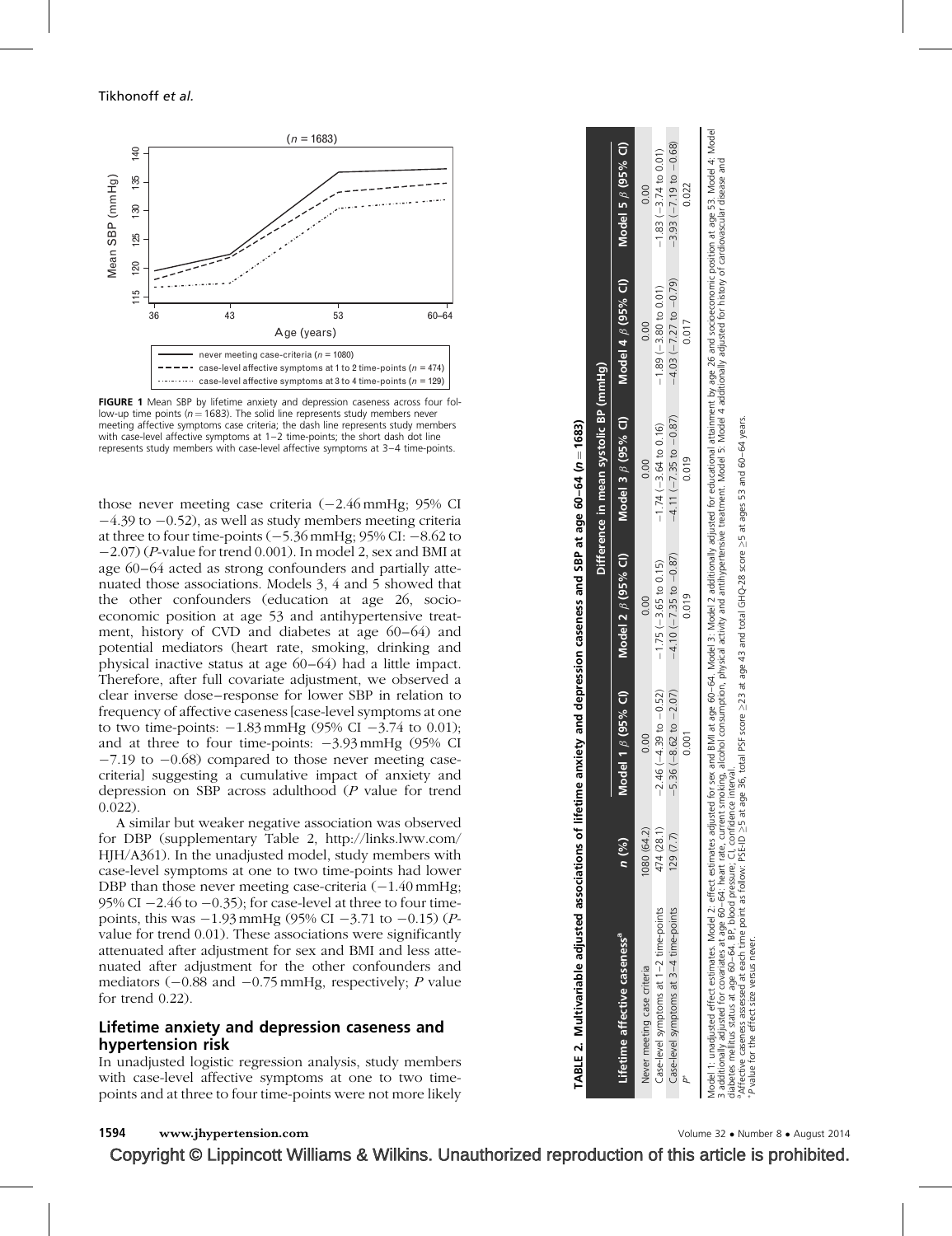FIGURE 1 Mean SBP by lifetime anxiety and depression caseness across four follow-up time points ($n = 1683$). The solid line represents study members never meeting affective symptoms case criteria; the dash line represents study members with case-level affective symptoms at 1–2 time-points; the short dash dot line represents study members with case-level affective symptoms at 3–4 time-points.

those never meeting case criteria (−2.46 mmHg; 95% CI −4.39 to −0.52), as well as study members meeting criteria at three to four time-points (−5.36 mmHg; 95% CI: −8.62 to −2.07) (*P*-value for trend 0.001). In model 2, sex and BMI at age 60–64 acted as strong confounders and partially attenuated those associations. Models 3, 4 and 5 showed that the other confounders (education at age 26, socioeconomic position at age 53 and antihypertensive treatment, history of CVD and diabetes at age 60–64) and potential mediators (heart rate, smoking, drinking and physical inactive status at age 60–64) had a little impact. Therefore, after full covariate adjustment, we observed a clear inverse dose–response for lower SBP in relation to frequency of affective caseness [case-level symptoms at one to two time-points: −1.83 mmHg (95% CI −3.74 to 0.01); and at three to four time-points: −3.93 mmHg (95% CI −7.19 to −0.68) compared to those never meeting case-criteria] suggesting a cumulative impact of anxiety and depression on SBP across adulthood (*P* value for trend 0.022).

A similar but weaker negative association was observed for DBP (supplementary Table 2, http://links.lww.com/HJH/A361). In the unadjusted model, study members with case-level symptoms at one to two time-points had lower DBP than those never meeting case-criteria (−1.40 mmHg; 95% CI −2.46 to −0.35); for case-level at three to four time-points, this was −1.93 mmHg (95% CI −3.71 to −0.15) (*P*-value for trend 0.01). These associations were significantly attenuated after adjustment for sex and BMI and less attenuated after adjustment for the other confounders and mediators (−0.88 and −0.75 mmHg, respectively; *P* value for trend 0.22).

## Lifetime anxiety and depression caseness and hypertension risk

In unadjusted logistic regression analysis, study members with case-level affective symptoms at one to two time-points and at three to four time-points were not more likely

**TABLE 2. Multivariable adjusted associations of lifetime anxiety and depression caseness and SBP at age 60–64 ($n = 1683$)**

| | | Difference in mean systolic BP (mmHg) | | | | |
|---|---|---|---|---|---|---|
| Lifetime affective caseness[a] | *n* (%) | Model 1 $\beta$ (95% CI) | Model 2 $\beta$ (95% CI) | Model 3 $\beta$ (95% CI) | Model 4 $\beta$ (95% CI) | Model 5 $\beta$ (95% CI) |
| Never meeting case criteria | 1080 (64.2) | 0.00 | 0.00 | 0.00 | 0.00 | 0.00 |
| Case-level symptoms at 1–2 time-points | 474 (28.1) | −2.46 (−4.39 to −0.52) | −1.75 (−3.65 to 0.15) | −1.74 (−3.64 to 0.16) | −1.89 (−3.80 to 0.01) | −1.83 (−3.74 to 0.01) |
| Case-level symptoms at 3–4 time-points | 129 (7.7) | −5.36 (−8.62 to −2.07) | −4.10 (−7.35 to −0.87) | −4.11 (−7.35 to −0.87) | −4.03 (−7.27 to −0.79) | −3.93 (−7.19 to −0.68) |
| *P*[b] | | 0.001 | 0.019 | 0.019 | 0.017 | 0.022 |

Model 1: unadjusted effect estimates. Model 2: effect estimates adjusted for sex and BMI at age 60–64. Model 3: Model 2 additionally adjusted for educational attainment by age 26 and socioeconomic position at age 53. Model 4: Model 3 additionally adjusted for covariates at age 60–64: heart rate, current smoking, alcohol consumption, physical activity and antihypertensive treatment. Model 5: Model 4 additionally adjusted for history of cardiovascular disease and diabetes mellitus status at age 60–64. BP, blood pressure; CI, confidence interval.
[a]Affective caseness assessed at each time point as follow: PSE-ID ≥5 at age 36, total PSF score ≥23 at age 43 and total GHQ-28 score ≥5 at ages 53 and 60–64 years.
[b]*P* value for the effect size versus never.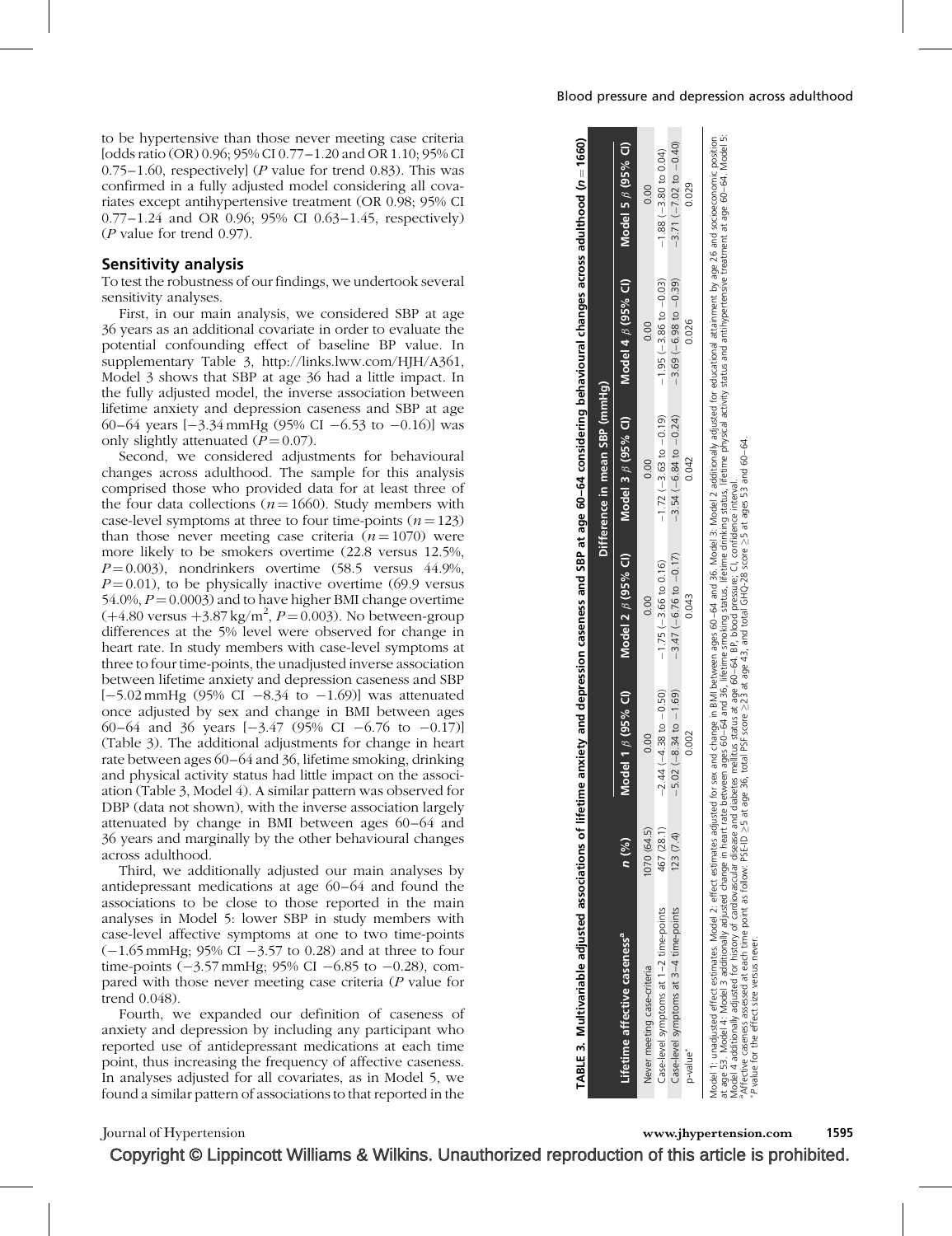to be hypertensive than those never meeting case criteria [odds ratio (OR) 0.96; 95% CI 0.77–1.20 and OR 1.10; 95% CI 0.75–1.60, respectively] (*P* value for trend 0.83). This was confirmed in a fully adjusted model considering all covariates except antihypertensive treatment (OR 0.98; 95% CI 0.77–1.24 and OR 0.96; 95% CI 0.63–1.45, respectively) (*P* value for trend 0.97).

## Sensitivity analysis

To test the robustness of our findings, we undertook several sensitivity analyses.

First, in our main analysis, we considered SBP at age 36 years as an additional covariate in order to evaluate the potential confounding effect of baseline BP value. In supplementary Table 3, http://links.lww.com/HJH/A361, Model 3 shows that SBP at age 36 had a little impact. In the fully adjusted model, the inverse association between lifetime anxiety and depression caseness and SBP at age 60–64 years [−3.34 mmHg (95% CI −6.53 to −0.16)] was only slightly attenuated ($P = 0.07$).

Second, we considered adjustments for behavioural changes across adulthood. The sample for this analysis comprised those who provided data for at least three of the four data collections ($n = 1660$). Study members with case-level symptoms at three to four time-points ($n = 123$) than those never meeting case criteria ($n = 1070$) were more likely to be smokers overtime (22.8 versus 12.5%, $P = 0.003$), nondrinkers overtime (58.5 versus 44.9%, $P = 0.01$), to be physically inactive overtime (69.9 versus 54.0%, $P = 0.0003$) and to have higher BMI change overtime (+4.80 versus +3.87 kg/m$^2$, $P = 0.003$). No between-group differences at the 5% level were observed for change in heart rate. In study members with case-level symptoms at three to four time-points, the unadjusted inverse association between lifetime anxiety and depression caseness and SBP [−5.02 mmHg (95% CI −8.34 to −1.69)] was attenuated once adjusted by sex and change in BMI between ages 60–64 and 36 years [−3.47 (95% CI −6.76 to −0.17)] (Table 3). The additional adjustments for change in heart rate between ages 60–64 and 36, lifetime smoking, drinking and physical activity status had little impact on the association (Table 3, Model 4). A similar pattern was observed for DBP (data not shown), with the inverse association largely attenuated by change in BMI between ages 60–64 and 36 years and marginally by the other behavioural changes across adulthood.

Third, we additionally adjusted our main analyses by antidepressant medications at age 60–64 and found the associations to be close to those reported in the main analyses in Model 5: lower SBP in study members with case-level affective symptoms at one to two time-points (−1.65 mmHg; 95% CI −3.57 to 0.28) and at three to four time-points (−3.57 mmHg; 95% CI −6.85 to −0.28), compared with those never meeting case criteria (*P* value for trend 0.048).

Fourth, we expanded our definition of caseness of anxiety and depression by including any participant who reported use of antidepressant medications at each time point, thus increasing the frequency of affective caseness. In analyses adjusted for all covariates, as in Model 5, we found a similar pattern of associations to that reported in the

**TABLE 3. Multivariable adjusted associations of lifetime anxiety and depression caseness and SBP at age 60–64 considering behavioural changes across adulthood ($n = 1660$)**

| | | Difference in mean SBP (mmHg) | | | | |
|---|---|---|---|---|---|---|
| Lifetime affective caseness[a] | n (%) | Model 1 β (95% CI) | Model 2 β (95% CI) | Model 3 β (95% CI) | Model 4 β (95% CI) | Model 5 β (95% CI) |
| Never meeting case-criteria | 1070 (64.5) | 0.00 | 0.00 | 0.00 | 0.00 | 0.00 |
| Case-level symptoms at 1–2 time-points | 467 (28.1) | −2.44 (−4.38 to −0.50) | −1.75 (−3.66 to 0.16) | −1.72 (−3.63 to −0.19) | −1.95 (−3.86 to −0.03) | −1.88 (−3.80 to 0.04) |
| Case-level symptoms at 3–4 time-points | 123 (7.4) | −5.02 (−8.34 to −1.69) | −3.47 (−6.76 to −0.17) | −3.54 (−6.84 to −0.24) | −3.69 (−6.98 to −0.39) | −3.71 (−7.02 to −0.40) |
| p-value[*] | | 0.002 | 0.043 | 0.042 | 0.026 | 0.029 |

Model 1: unadjusted effect estimates. Model 2: effect estimates adjusted for sex and change in BMI between ages 60–64 and 36. Model 3: Model 2 additionally adjusted for educational attainment by age 26 and socioeconomic position at age 53. Model 4: Model 3 additionally adjusted change in heart rate between ages 60–64 and 36, lifetime smoking status, lifetime drinking status, lifetime physical activity status and antihypertensive treatment at age 60–64. Model 5: Model 4 additionally adjusted for history of cardiovascular disease and diabetes mellitus status at age 60–64. BP, blood pressure; CI, confidence interval.
[a]Affective caseness assessed at each time point as follow: PSE-ID ≥5 at age 36, total PSF score ≥23 at age 43, and total GHQ-28 score ≥5 at ages 53 and 60–64.
[*]P value for the effect size versus never.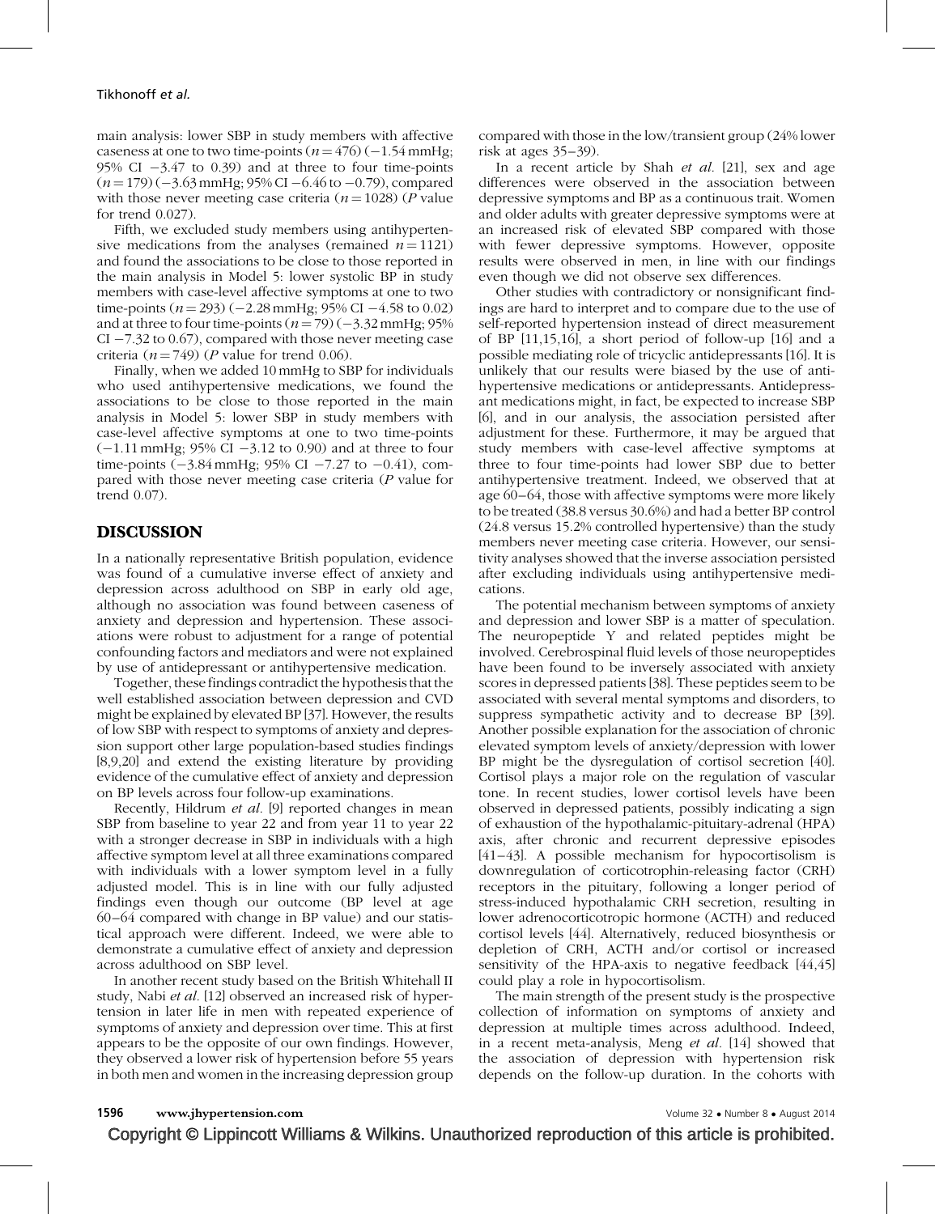main analysis: lower SBP in study members with affective caseness at one to two time-points ($n = 476$) (−1.54 mmHg; 95% CI −3.47 to 0.39) and at three to four time-points ($n = 179$) (−3.63 mmHg; 95% CI −6.46 to −0.79), compared with those never meeting case criteria ($n = 1028$) ($P$ value for trend 0.027).

Fifth, we excluded study members using antihypertensive medications from the analyses (remained $n = 1121$) and found the associations to be close to those reported in the main analysis in Model 5: lower systolic BP in study members with case-level affective symptoms at one to two time-points ($n = 293$) (−2.28 mmHg; 95% CI −4.58 to 0.02) and at three to four time-points ($n = 79$) (−3.32 mmHg; 95% CI −7.32 to 0.67), compared with those never meeting case criteria ($n = 749$) ($P$ value for trend 0.06).

Finally, when we added 10 mmHg to SBP for individuals who used antihypertensive medications, we found the associations to be close to those reported in the main analysis in Model 5: lower SBP in study members with case-level affective symptoms at one to two time-points (−1.11 mmHg; 95% CI −3.12 to 0.90) and at three to four time-points (−3.84 mmHg; 95% CI −7.27 to −0.41), compared with those never meeting case criteria ($P$ value for trend 0.07).

## DISCUSSION

In a nationally representative British population, evidence was found of a cumulative inverse effect of anxiety and depression across adulthood on SBP in early old age, although no association was found between caseness of anxiety and depression and hypertension. These associations were robust to adjustment for a range of potential confounding factors and mediators and were not explained by use of antidepressant or antihypertensive medication.

Together, these findings contradict the hypothesis that the well established association between depression and CVD might be explained by elevated BP [37]. However, the results of low SBP with respect to symptoms of anxiety and depression support other large population-based studies findings [8,9,20] and extend the existing literature by providing evidence of the cumulative effect of anxiety and depression on BP levels across four follow-up examinations.

Recently, Hildrum *et al.* [9] reported changes in mean SBP from baseline to year 22 and from year 11 to year 22 with a stronger decrease in SBP in individuals with a high affective symptom level at all three examinations compared with individuals with a lower symptom level in a fully adjusted model. This is in line with our fully adjusted findings even though our outcome (BP level at age 60–64 compared with change in BP value) and our statistical approach were different. Indeed, we were able to demonstrate a cumulative effect of anxiety and depression across adulthood on SBP level.

In another recent study based on the British Whitehall II study, Nabi *et al.* [12] observed an increased risk of hypertension in later life in men with repeated experience of symptoms of anxiety and depression over time. This at first appears to be the opposite of our own findings. However, they observed a lower risk of hypertension before 55 years in both men and women in the increasing depression group compared with those in the low/transient group (24% lower risk at ages 35–39).

In a recent article by Shah *et al.* [21], sex and age differences were observed in the association between depressive symptoms and BP as a continuous trait. Women and older adults with greater depressive symptoms were at an increased risk of elevated SBP compared with those with fewer depressive symptoms. However, opposite results were observed in men, in line with our findings even though we did not observe sex differences.

Other studies with contradictory or nonsignificant findings are hard to interpret and to compare due to the use of self-reported hypertension instead of direct measurement of BP [11,15,16], a short period of follow-up [16] and a possible mediating role of tricyclic antidepressants [16]. It is unlikely that our results were biased by the use of antihypertensive medications or antidepressants. Antidepressant medications might, in fact, be expected to increase SBP [6], and in our analysis, the association persisted after adjustment for these. Furthermore, it may be argued that study members with case-level affective symptoms at three to four time-points had lower SBP due to better antihypertensive treatment. Indeed, we observed that at age 60–64, those with affective symptoms were more likely to be treated (38.8 versus 30.6%) and had a better BP control (24.8 versus 15.2% controlled hypertensive) than the study members never meeting case criteria. However, our sensitivity analyses showed that the inverse association persisted after excluding individuals using antihypertensive medications.

The potential mechanism between symptoms of anxiety and depression and lower SBP is a matter of speculation. The neuropeptide Y and related peptides might be involved. Cerebrospinal fluid levels of those neuropeptides have been found to be inversely associated with anxiety scores in depressed patients [38]. These peptides seem to be associated with several mental symptoms and disorders, to suppress sympathetic activity and to decrease BP [39]. Another possible explanation for the association of chronic elevated symptom levels of anxiety/depression with lower BP might be the dysregulation of cortisol secretion [40]. Cortisol plays a major role on the regulation of vascular tone. In recent studies, lower cortisol levels have been observed in depressed patients, possibly indicating a sign of exhaustion of the hypothalamic-pituitary-adrenal (HPA) axis, after chronic and recurrent depressive episodes [41–43]. A possible mechanism for hypocortisolism is downregulation of corticotrophin-releasing factor (CRH) receptors in the pituitary, following a longer period of stress-induced hypothalamic CRH secretion, resulting in lower adrenocorticotropic hormone (ACTH) and reduced cortisol levels [44]. Alternatively, reduced biosynthesis or depletion of CRH, ACTH and/or cortisol or increased sensitivity of the HPA-axis to negative feedback [44,45] could play a role in hypocortisolism.

The main strength of the present study is the prospective collection of information on symptoms of anxiety and depression at multiple times across adulthood. Indeed, in a recent meta-analysis, Meng *et al.* [14] showed that the association of depression with hypertension risk depends on the follow-up duration. In the cohorts with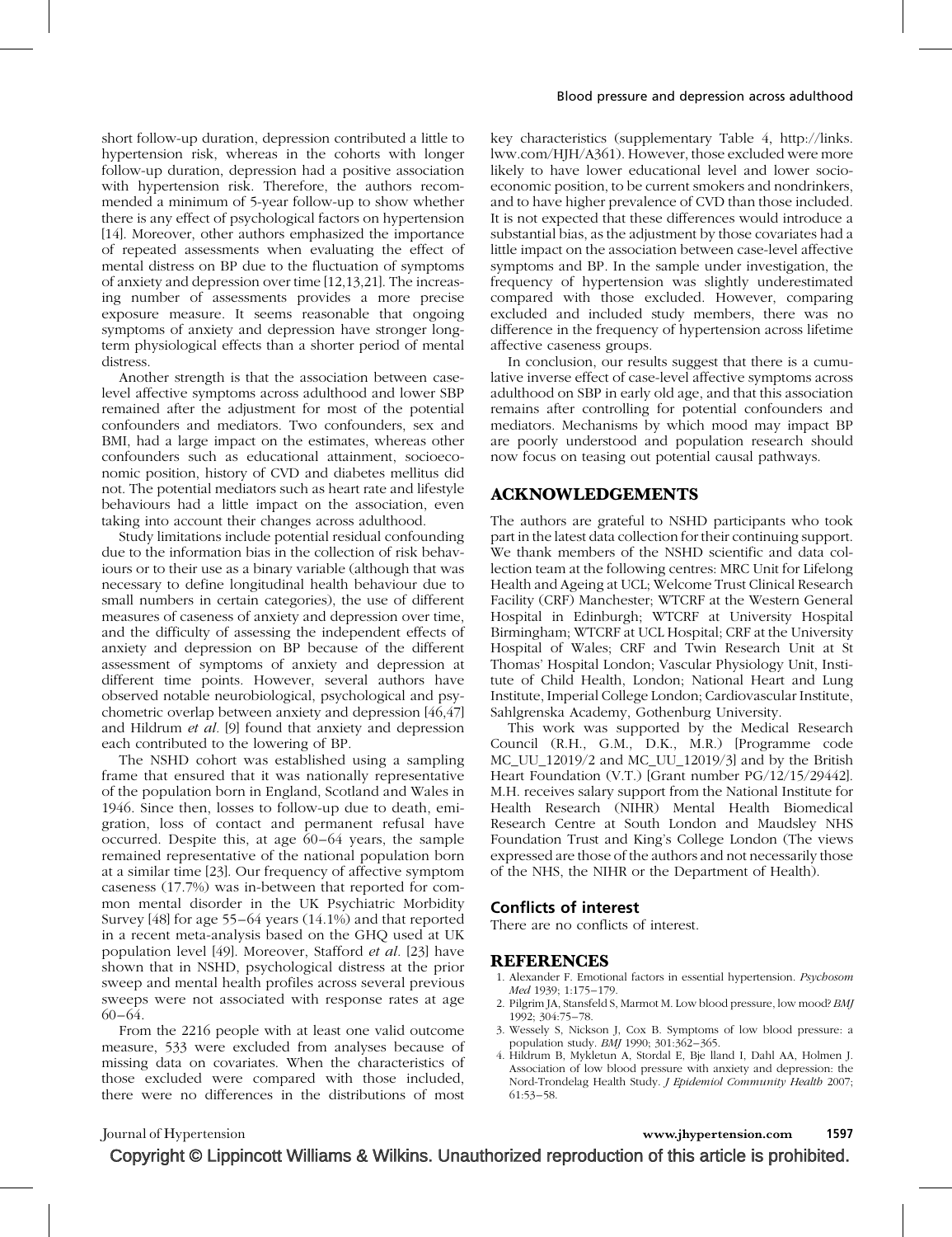short follow-up duration, depression contributed a little to hypertension risk, whereas in the cohorts with longer follow-up duration, depression had a positive association with hypertension risk. Therefore, the authors recommended a minimum of 5-year follow-up to show whether there is any effect of psychological factors on hypertension [14]. Moreover, other authors emphasized the importance of repeated assessments when evaluating the effect of mental distress on BP due to the fluctuation of symptoms of anxiety and depression over time [12,13,21]. The increasing number of assessments provides a more precise exposure measure. It seems reasonable that ongoing symptoms of anxiety and depression have stronger long-term physiological effects than a shorter period of mental distress.

Another strength is that the association between case-level affective symptoms across adulthood and lower SBP remained after the adjustment for most of the potential confounders and mediators. Two confounders, sex and BMI, had a large impact on the estimates, whereas other confounders such as educational attainment, socioeconomic position, history of CVD and diabetes mellitus did not. The potential mediators such as heart rate and lifestyle behaviours had a little impact on the association, even taking into account their changes across adulthood.

Study limitations include potential residual confounding due to the information bias in the collection of risk behaviours or to their use as a binary variable (although that was necessary to define longitudinal health behaviour due to small numbers in certain categories), the use of different measures of caseness of anxiety and depression over time, and the difficulty of assessing the independent effects of anxiety and depression on BP because of the different assessment of symptoms of anxiety and depression at different time points. However, several authors have observed notable neurobiological, psychological and psychometric overlap between anxiety and depression [46,47] and Hildrum *et al.* [9] found that anxiety and depression each contributed to the lowering of BP.

The NSHD cohort was established using a sampling frame that ensured that it was nationally representative of the population born in England, Scotland and Wales in 1946. Since then, losses to follow-up due to death, emigration, loss of contact and permanent refusal have occurred. Despite this, at age 60–64 years, the sample remained representative of the national population born at a similar time [23]. Our frequency of affective symptom caseness (17.7%) was in-between that reported for common mental disorder in the UK Psychiatric Morbidity Survey [48] for age 55–64 years (14.1%) and that reported in a recent meta-analysis based on the GHQ used at UK population level [49]. Moreover, Stafford *et al.* [23] have shown that in NSHD, psychological distress at the prior sweep and mental health profiles across several previous sweeps were not associated with response rates at age 60–64.

From the 2216 people with at least one valid outcome measure, 533 were excluded from analyses because of missing data on covariates. When the characteristics of those excluded were compared with those included, there were no differences in the distributions of most key characteristics (supplementary Table 4, http://links.lww.com/HJH/A361). However, those excluded were more likely to have lower educational level and lower socioeconomic position, to be current smokers and nondrinkers, and to have higher prevalence of CVD than those included. It is not expected that these differences would introduce a substantial bias, as the adjustment by those covariates had a little impact on the association between case-level affective symptoms and BP. In the sample under investigation, the frequency of hypertension was slightly underestimated compared with those excluded. However, comparing excluded and included study members, there was no difference in the frequency of hypertension across lifetime affective caseness groups.

In conclusion, our results suggest that there is a cumulative inverse effect of case-level affective symptoms across adulthood on SBP in early old age, and that this association remains after controlling for potential confounders and mediators. Mechanisms by which mood may impact BP are poorly understood and population research should now focus on teasing out potential causal pathways.

## ACKNOWLEDGEMENTS

The authors are grateful to NSHD participants who took part in the latest data collection for their continuing support. We thank members of the NSHD scientific and data collection team at the following centres: MRC Unit for Lifelong Health and Ageing at UCL; Welcome Trust Clinical Research Facility (CRF) Manchester; WTCRF at the Western General Hospital in Edinburgh; WTCRF at University Hospital Birmingham; WTCRF at UCL Hospital; CRF at the University Hospital of Wales; CRF and Twin Research Unit at St Thomas' Hospital London; Vascular Physiology Unit, Institute of Child Health, London; National Heart and Lung Institute, Imperial College London; Cardiovascular Institute, Sahlgrenska Academy, Gothenburg University.

This work was supported by the Medical Research Council (R.H., G.M., D.K., M.R.) [Programme code MC_UU_12019/2 and MC_UU_12019/3] and by the British Heart Foundation (V.T.) [Grant number PG/12/15/29442]. M.H. receives salary support from the National Institute for Health Research (NIHR) Mental Health Biomedical Research Centre at South London and Maudsley NHS Foundation Trust and King's College London (The views expressed are those of the authors and not necessarily those of the NHS, the NIHR or the Department of Health).

### Conflicts of interest

There are no conflicts of interest.

## REFERENCES

1. Alexander F. Emotional factors in essential hypertension. *Psychosom Med* 1939; 1:175–179.
2. Pilgrim JA, Stansfeld S, Marmot M. Low blood pressure, low mood? *BMJ* 1992; 304:75–78.
3. Wessely S, Nickson J, Cox B. Symptoms of low blood pressure: a population study. *BMJ* 1990; 301:362–365.
4. Hildrum B, Mykletun A, Stordal E, Bje lland I, Dahl AA, Holmen J. Association of low blood pressure with anxiety and depression: the Nord-Trondelag Health Study. *J Epidemiol Community Health* 2007; 61:53–58.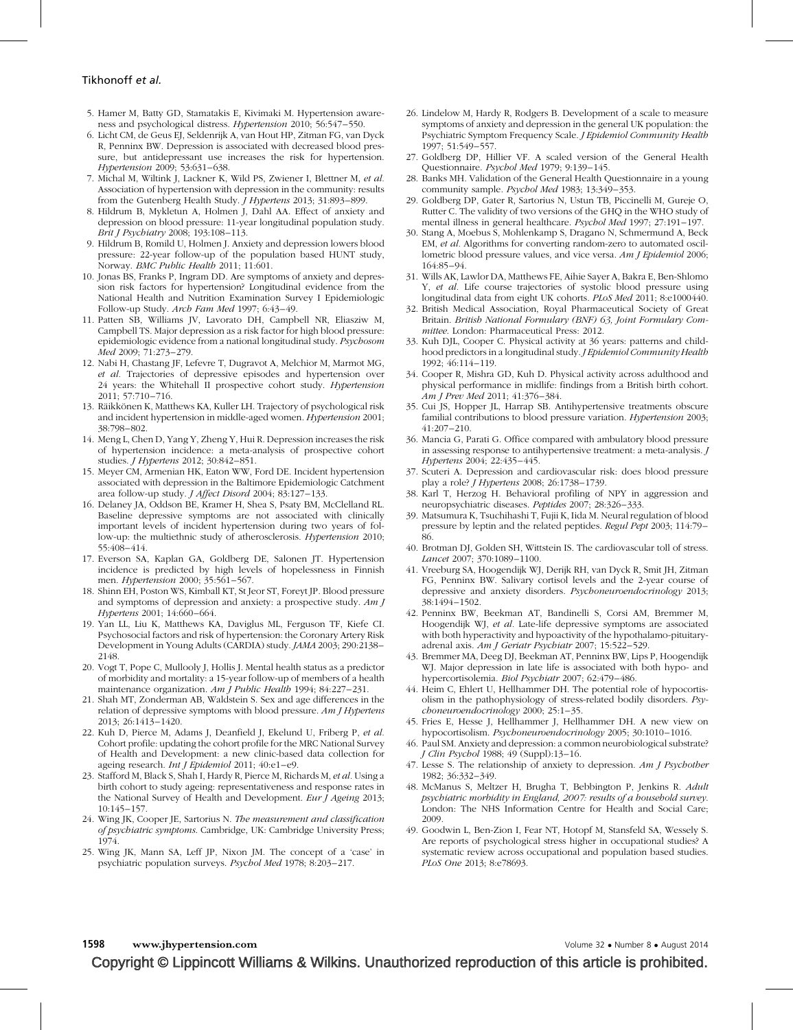5. Hamer M, Batty GD, Stamatakis E, Kivimaki M. Hypertension awareness and psychological distress. *Hypertension* 2010; 56:547–550.
6. Licht CM, de Geus EJ, Seldenrijk A, van Hout HP, Zitman FG, van Dyck R, Penninx BW. Depression is associated with decreased blood pressure, but antidepressant use increases the risk for hypertension. *Hypertension* 2009; 53:631–638.
7. Michal M, Wiltink J, Lackner K, Wild PS, Zwiener I, Blettner M, *et al.* Association of hypertension with depression in the community: results from the Gutenberg Health Study. *J Hypertens* 2013; 31:893–899.
8. Hildrum B, Mykletun A, Holmen J, Dahl AA. Effect of anxiety and depression on blood pressure: 11-year longitudinal population study. *Brit J Psychiatry* 2008; 193:108–113.
9. Hildrum B, Romild U, Holmen J. Anxiety and depression lowers blood pressure: 22-year follow-up of the population based HUNT study, Norway. *BMC Public Health* 2011; 11:601.
10. Jonas BS, Franks P, Ingram DD. Are symptoms of anxiety and depression risk factors for hypertension? Longitudinal evidence from the National Health and Nutrition Examination Survey I Epidemiologic Follow-up Study. *Arch Fam Med* 1997; 6:43–49.
11. Patten SB, Williams JV, Lavorato DH, Campbell NR, Eliasziw M, Campbell TS. Major depression as a risk factor for high blood pressure: epidemiologic evidence from a national longitudinal study. *Psychosom Med* 2009; 71:273–279.
12. Nabi H, Chastang JF, Lefevre T, Dugravot A, Melchior M, Marmot MG, *et al.* Trajectories of depressive episodes and hypertension over 24 years: the Whitehall II prospective cohort study. *Hypertension* 2011; 57:710–716.
13. Räikkönen K, Matthews KA, Kuller LH. Trajectory of psychological risk and incident hypertension in middle-aged women. *Hypertension* 2001; 38:798–802.
14. Meng L, Chen D, Yang Y, Zheng Y, Hui R. Depression increases the risk of hypertension incidence: a meta-analysis of prospective cohort studies. *J Hypertens* 2012; 30:842–851.
15. Meyer CM, Armenian HK, Eaton WW, Ford DE. Incident hypertension associated with depression in the Baltimore Epidemiologic Catchment area follow-up study. *J Affect Disord* 2004; 83:127–133.
16. Delaney JA, Oddson BE, Kramer H, Shea S, Psaty BM, McClelland RL. Baseline depressive symptoms are not associated with clinically important levels of incident hypertension during two years of follow-up: the multiethnic study of atherosclerosis. *Hypertension* 2010; 55:408–414.
17. Everson SA, Kaplan GA, Goldberg DE, Salonen JT. Hypertension incidence is predicted by high levels of hopelessness in Finnish men. *Hypertension* 2000; 35:561–567.
18. Shinn EH, Poston WS, Kimball KT, St Jeor ST, Foreyt JP. Blood pressure and symptoms of depression and anxiety: a prospective study. *Am J Hypertens* 2001; 14:660–664.
19. Yan LL, Liu K, Matthews KA, Daviglus ML, Ferguson TF, Kiefe CI. Psychosocial factors and risk of hypertension: the Coronary Artery Risk Development in Young Adults (CARDIA) study. *JAMA* 2003; 290:2138–2148.
20. Vogt T, Pope C, Mullooly J, Hollis J. Mental health status as a predictor of morbidity and mortality: a 15-year follow-up of members of a health maintenance organization. *Am J Public Health* 1994; 84:227–231.
21. Shah MT, Zonderman AB, Waldstein S. Sex and age differences in the relation of depressive symptoms with blood pressure. *Am J Hypertens* 2013; 26:1413–1420.
22. Kuh D, Pierce M, Adams J, Deanfield J, Ekelund U, Friberg P, *et al.* Cohort profile: updating the cohort profile for the MRC National Survey of Health and Development: a new clinic-based data collection for ageing research. *Int J Epidemiol* 2011; 40:e1–e9.
23. Stafford M, Black S, Shah I, Hardy R, Pierce M, Richards M, *et al.* Using a birth cohort to study ageing: representativeness and response rates in the National Survey of Health and Development. *Eur J Ageing* 2013; 10:145–157.
24. Wing JK, Cooper JE, Sartorius N. *The measurement and classification of psychiatric symptoms.* Cambridge, UK: Cambridge University Press; 1974.
25. Wing JK, Mann SA, Leff JP, Nixon JM. The concept of a 'case' in psychiatric population surveys. *Psychol Med* 1978; 8:203–217.
26. Lindelow M, Hardy R, Rodgers B. Development of a scale to measure symptoms of anxiety and depression in the general UK population: the Psychiatric Symptom Frequency Scale. *J Epidemiol Community Health* 1997; 51:549–557.
27. Goldberg DP, Hillier VF. A scaled version of the General Health Questionnaire. *Psychol Med* 1979; 9:139–145.
28. Banks MH. Validation of the General Health Questionnaire in a young community sample. *Psychol Med* 1983; 13:349–353.
29. Goldberg DP, Gater R, Sartorius N, Ustun TB, Piccinelli M, Gureje O, Rutter C. The validity of two versions of the GHQ in the WHO study of mental illness in general healthcare. *Psychol Med* 1997; 27:191–197.
30. Stang A, Moebus S, Mohlenkamp S, Dragano N, Schmermund A, Beck EM, *et al.* Algorithms for converting random-zero to automated oscillometric blood pressure values, and vice versa. *Am J Epidemiol* 2006; 164:85–94.
31. Wills AK, Lawlor DA, Matthews FE, Aihie Sayer A, Bakra E, Ben-Shlomo Y, *et al.* Life course trajectories of systolic blood pressure using longitudinal data from eight UK cohorts. *PLoS Med* 2011; 8:e1000440.
32. British Medical Association, Royal Pharmaceutical Society of Great Britain. *British National Formulary (BNF) 63, Joint Formulary Committee.* London: Pharmaceutical Press: 2012.
33. Kuh DJL, Cooper C. Physical activity at 36 years: patterns and childhood predictors in a longitudinal study. *J Epidemiol Community Health* 1992; 46:114–119.
34. Cooper R, Mishra GD, Kuh D. Physical activity across adulthood and physical performance in midlife: findings from a British birth cohort. *Am J Prev Med* 2011; 41:376–384.
35. Cui JS, Hopper JL, Harrap SB. Antihypertensive treatments obscure familial contributions to blood pressure variation. *Hypertension* 2003; 41:207–210.
36. Mancia G, Parati G. Office compared with ambulatory blood pressure in assessing response to antihypertensive treatment: a meta-analysis. *J Hypertens* 2004; 22:435–445.
37. Scuteri A. Depression and cardiovascular risk: does blood pressure play a role? *J Hypertens* 2008; 26:1738–1739.
38. Karl T, Herzog H. Behavioral profiling of NPY in aggression and neuropsychiatric diseases. *Peptides* 2007; 28:326–333.
39. Matsumura K, Tsuchihashi T, Fujii K, Iida M. Neural regulation of blood pressure by leptin and the related peptides. *Regul Pept* 2003; 114:79–86.
40. Brotman DJ, Golden SH, Wittstein IS. The cardiovascular toll of stress. *Lancet* 2007; 370:1089–1100.
41. Vreeburg SA, Hoogendijk WJ, Derijk RH, van Dyck R, Smit JH, Zitman FG, Penninx BW. Salivary cortisol levels and the 2-year course of depressive and anxiety disorders. *Psychoneuroendocrinology* 2013; 38:1494–1502.
42. Penninx BW, Beekman AT, Bandinelli S, Corsi AM, Bremmer M, Hoogendijk WJ, *et al.* Late-life depressive symptoms are associated with both hyperactivity and hypoactivity of the hypothalamo-pituitary-adrenal axis. *Am J Geriatr Psychiatr* 2007; 15:522–529.
43. Bremmer MA, Deeg DJ, Beekman AT, Penninx BW, Lips P, Hoogendijk WJ. Major depression in late life is associated with both hypo- and hypercortisolemia. *Biol Psychiatr* 2007; 62:479–486.
44. Heim C, Ehlert U, Hellhammer DH. The potential role of hypocortisolism in the pathophysiology of stress-related bodily disorders. *Psychoneuroendocrinology* 2000; 25:1–35.
45. Fries E, Hesse J, Hellhammer J, Hellhammer DH. A new view on hypocortisolism. *Psychoneuroendocrinology* 2005; 30:1010–1016.
46. Paul SM. Anxiety and depression: a common neurobiological substrate? *J Clin Psychol* 1988; 49 (Suppl):13–16.
47. Lesse S. The relationship of anxiety to depression. *Am J Psychother* 1982; 36:332–349.
48. McManus S, Meltzer H, Brugha T, Bebbington P, Jenkins R. *Adult psychiatric morbidity in England, 2007: results of a household survey.* London: The NHS Information Centre for Health and Social Care; 2009.
49. Goodwin L, Ben-Zion I, Fear NT, Hotopf M, Stansfeld SA, Wessely S. Are reports of psychological stress higher in occupational studies? A systematic review across occupational and population based studies. *PLoS One* 2013; 8:e78693.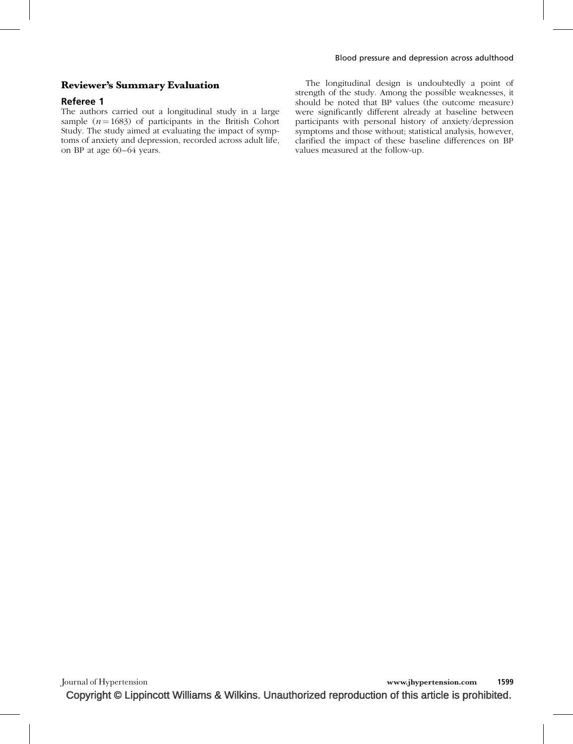## Reviewer's Summary Evaluation

### Referee 1

The authors carried out a longitudinal study in a large sample ($n = 1683$) of participants in the British Cohort Study. The study aimed at evaluating the impact of symptoms of anxiety and depression, recorded across adult life, on BP at age 60–64 years.

The longitudinal design is undoubtedly a point of strength of the study. Among the possible weaknesses, it should be noted that BP values (the outcome measure) were significantly different already at baseline between participants with personal history of anxiety/depression symptoms and those without; statistical analysis, however, clarified the impact of these baseline differences on BP values measured at the follow-up.